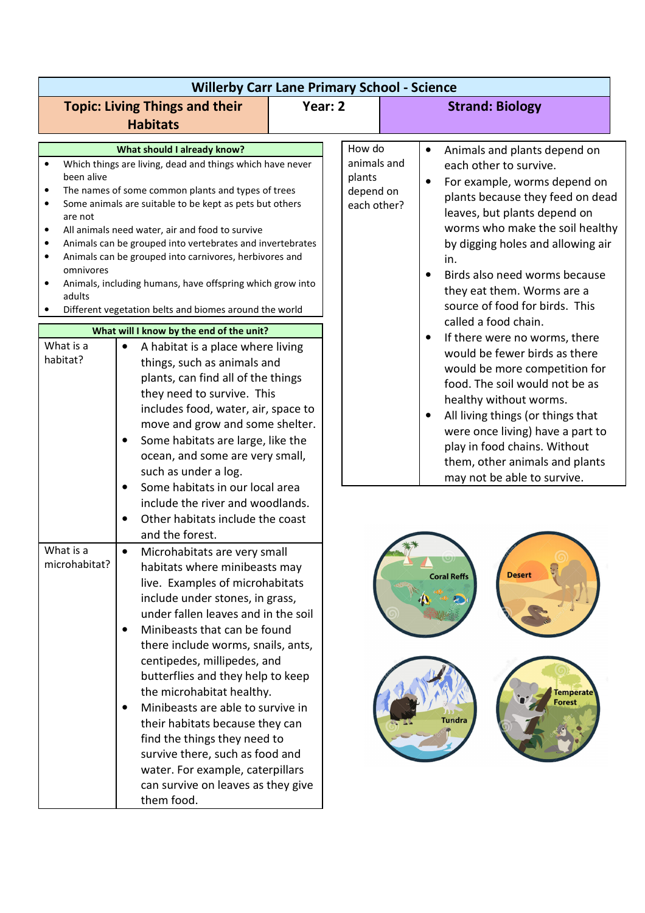# Willerby Carr Lane Primary School - Science

| Topic: Living Things and their Habitats | Year: 2 | Strand: Biology |
|---|---|---|

## What should I already know?

- Which things are living, dead and things which have never been alive
- The names of some common plants and types of trees
- Some animals are suitable to be kept as pets but others are not
- All animals need water, air and food to survive
- Animals can be grouped into vertebrates and invertebrates
- Animals can be grouped into carnivores, herbivores and omnivores
- Animals, including humans, have offspring which grow into adults
- Different vegetation belts and biomes around the world

## What will I know by the end of the unit?

| | |
|---|---|
| What is a habitat? | • A habitat is a place where living things, such as animals and plants, can find all of the things they need to survive. This includes food, water, air, space to move and grow and some shelter.<br>• Some habitats are large, like the ocean, and some are very small, such as under a log.<br>• Some habitats in our local area include the river and woodlands.<br>• Other habitats include the coast and the forest. |
| What is a microhabitat? | • Microhabitats are very small habitats where minibeasts may live. Examples of microhabitats include under stones, in grass, under fallen leaves and in the soil<br>• Minibeasts that can be found there include worms, snails, ants, centipedes, millipedes, and butterflies and they help to keep the microhabitat healthy.<br>• Minibeasts are able to survive in their habitats because they can find the things they need to survive there, such as food and water. For example, caterpillars can survive on leaves as they give them food. |
| How do animals and plants depend on each other? | • Animals and plants depend on each other to survive.<br>• For example, worms depend on plants because they feed on dead leaves, but plants depend on worms who make the soil healthy by digging holes and allowing air in.<br>• Birds also need worms because they eat them. Worms are a source of food for birds. This called a food chain.<br>• If there were no worms, there would be fewer birds as there would be more competition for food. The soil would not be as healthy without worms.<br>• All living things (or things that were once living) have a part to play in food chains. Without them, other animals and plants may not be able to survive. |

Coral Reffs

Desert

Tundra

Temperate Forest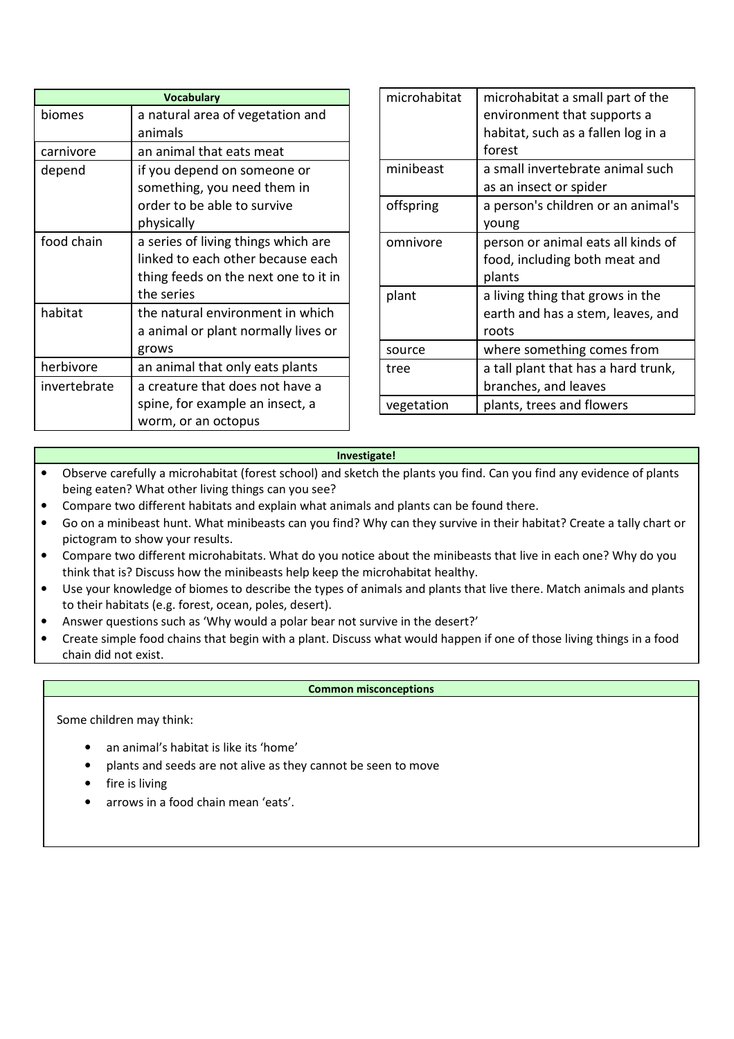| Vocabulary | |
|---|---|
| biomes | a natural area of vegetation and animals |
| carnivore | an animal that eats meat |
| depend | if you depend on someone or something, you need them in order to be able to survive physically |
| food chain | a series of living things which are linked to each other because each thing feeds on the next one to it in the series |
| habitat | the natural environment in which a animal or plant normally lives or grows |
| herbivore | an animal that only eats plants |
| invertebrate | a creature that does not have a spine, for example an insect, a worm, or an octopus |
| microhabitat | microhabitat a small part of the environment that supports a habitat, such as a fallen log in a forest |
| minibeast | a small invertebrate animal such as an insect or spider |
| offspring | a person's children or an animal's young |
| omnivore | person or animal eats all kinds of food, including both meat and plants |
| plant | a living thing that grows in the earth and has a stem, leaves, and roots |
| source | where something comes from |
| tree | a tall plant that has a hard trunk, branches, and leaves |
| vegetation | plants, trees and flowers |

**Investigate!**

- Observe carefully a microhabitat (forest school) and sketch the plants you find. Can you find any evidence of plants being eaten? What other living things can you see?
- Compare two different habitats and explain what animals and plants can be found there.
- Go on a minibeast hunt. What minibeasts can you find? Why can they survive in their habitat? Create a tally chart or pictogram to show your results.
- Compare two different microhabitats. What do you notice about the minibeasts that live in each one? Why do you think that is? Discuss how the minibeasts help keep the microhabitat healthy.
- Use your knowledge of biomes to describe the types of animals and plants that live there. Match animals and plants to their habitats (e.g. forest, ocean, poles, desert).
- Answer questions such as 'Why would a polar bear not survive in the desert?'
- Create simple food chains that begin with a plant. Discuss what would happen if one of those living things in a food chain did not exist.

**Common misconceptions**

Some children may think:

- an animal's habitat is like its 'home'
- plants and seeds are not alive as they cannot be seen to move
- fire is living
- arrows in a food chain mean 'eats'.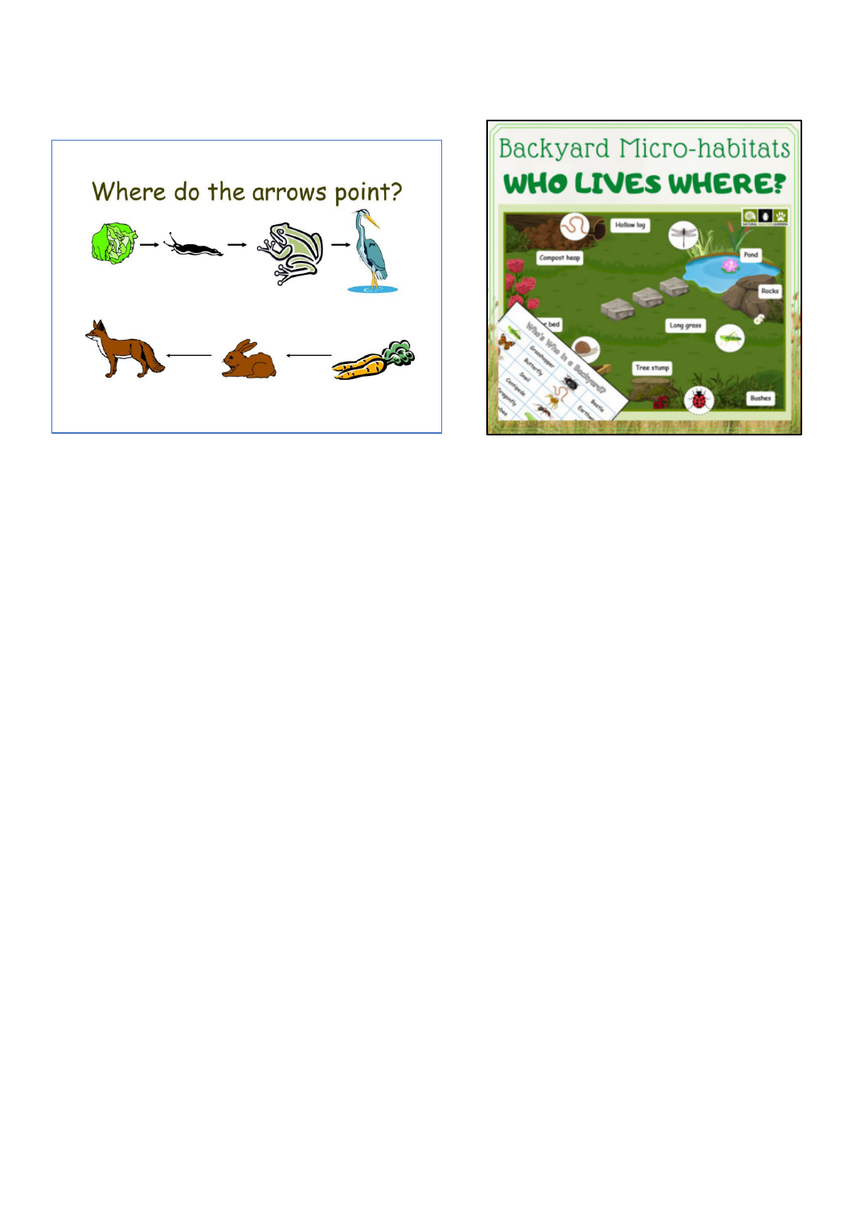Where do the arrows point?

Backyard Micro-habitats

WHO LIVES WHERE?